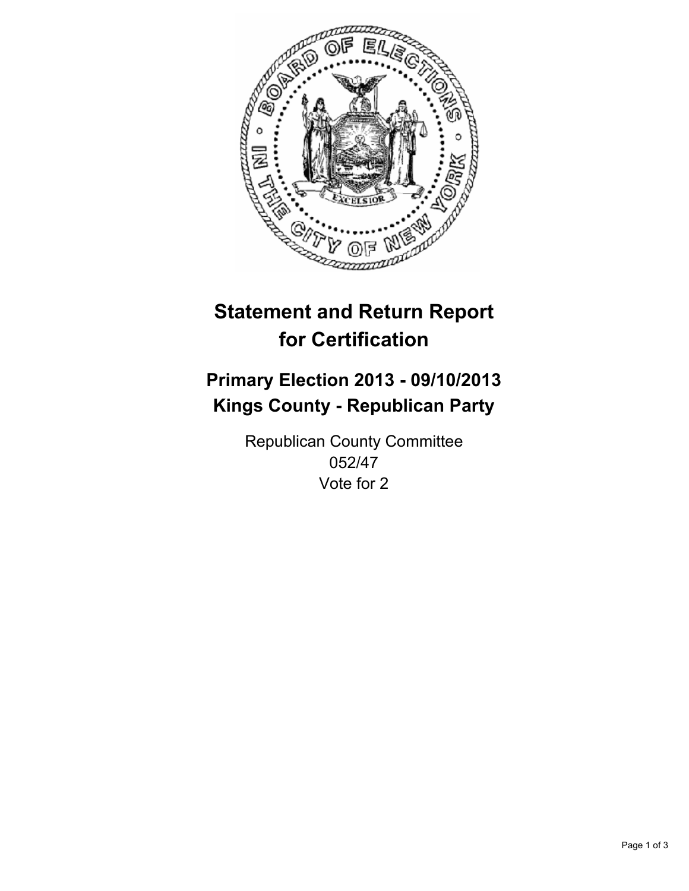# Statement and Return Report for Certification

## Primary Election 2013 - 09/10/2013
## Kings County - Republican Party

Republican County Committee
052/47
Vote for 2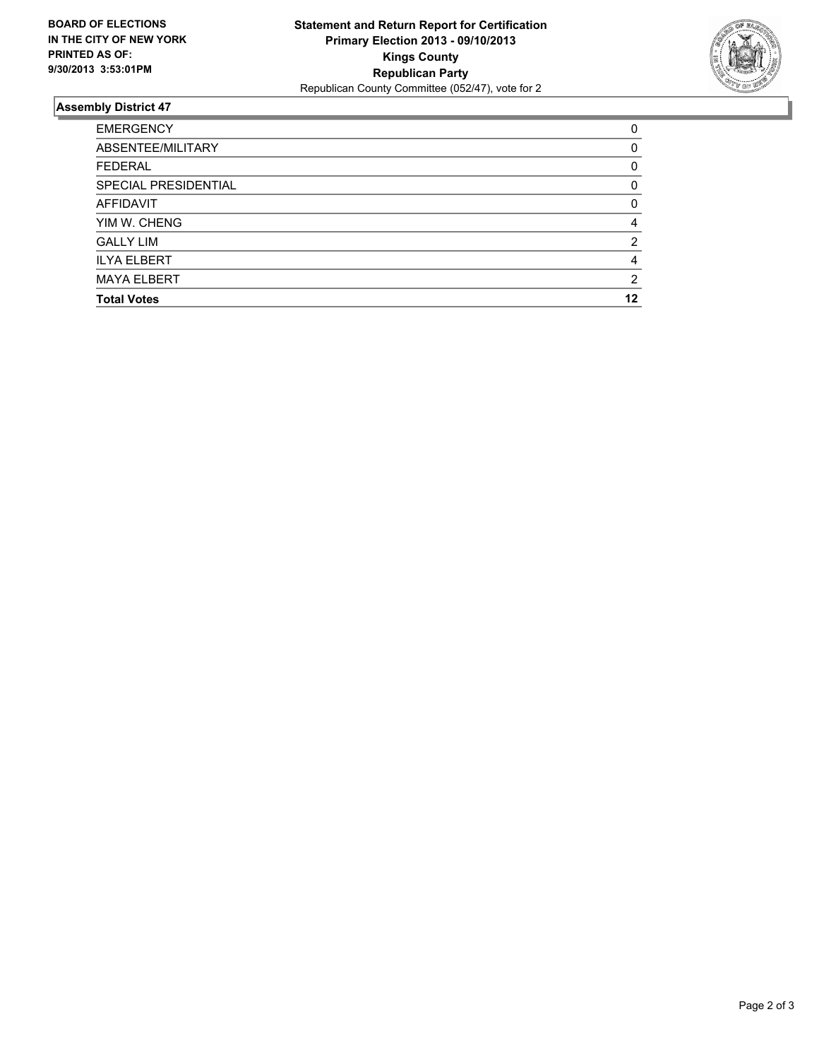**BOARD OF ELECTIONS IN THE CITY OF NEW YORK PRINTED AS OF: 9/30/2013 3:53:01PM**

**Statement and Return Report for Certification**
**Primary Election 2013 - 09/10/2013**
**Kings County**
**Republican Party**
Republican County Committee (052/47), vote for 2

### Assembly District 47

| | |
|---|---|
| EMERGENCY | 0 |
| ABSENTEE/MILITARY | 0 |
| FEDERAL | 0 |
| SPECIAL PRESIDENTIAL | 0 |
| AFFIDAVIT | 0 |
| YIM W. CHENG | 4 |
| GALLY LIM | 2 |
| ILYA ELBERT | 4 |
| MAYA ELBERT | 2 |
| **Total Votes** | **12** |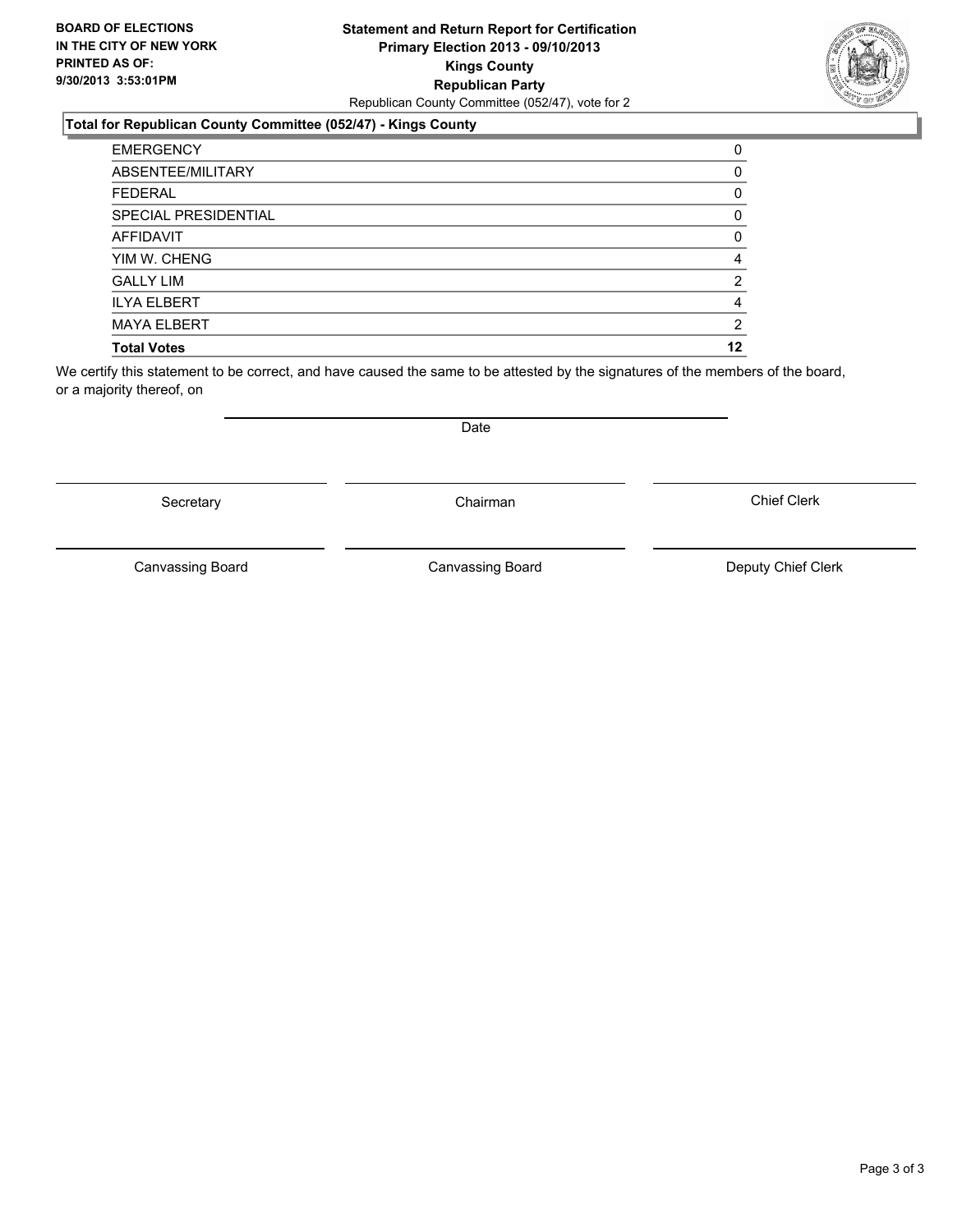**BOARD OF ELECTIONS IN THE CITY OF NEW YORK PRINTED AS OF: 9/30/2013 3:53:01PM**

**Statement and Return Report for Certification**
**Primary Election 2013 - 09/10/2013**
**Kings County**
**Republican Party**
Republican County Committee (052/47), vote for 2

**Total for Republican County Committee (052/47) - Kings County**

| | |
|---|---|
| EMERGENCY | 0 |
| ABSENTEE/MILITARY | 0 |
| FEDERAL | 0 |
| SPECIAL PRESIDENTIAL | 0 |
| AFFIDAVIT | 0 |
| YIM W. CHENG | 4 |
| GALLY LIM | 2 |
| ILYA ELBERT | 4 |
| MAYA ELBERT | 2 |
| **Total Votes** | **12** |

We certify this statement to be correct, and have caused the same to be attested by the signatures of the members of the board, or a majority thereof, on

Date

Secretary

Chairman

Chief Clerk

Canvassing Board

Canvassing Board

Deputy Chief Clerk